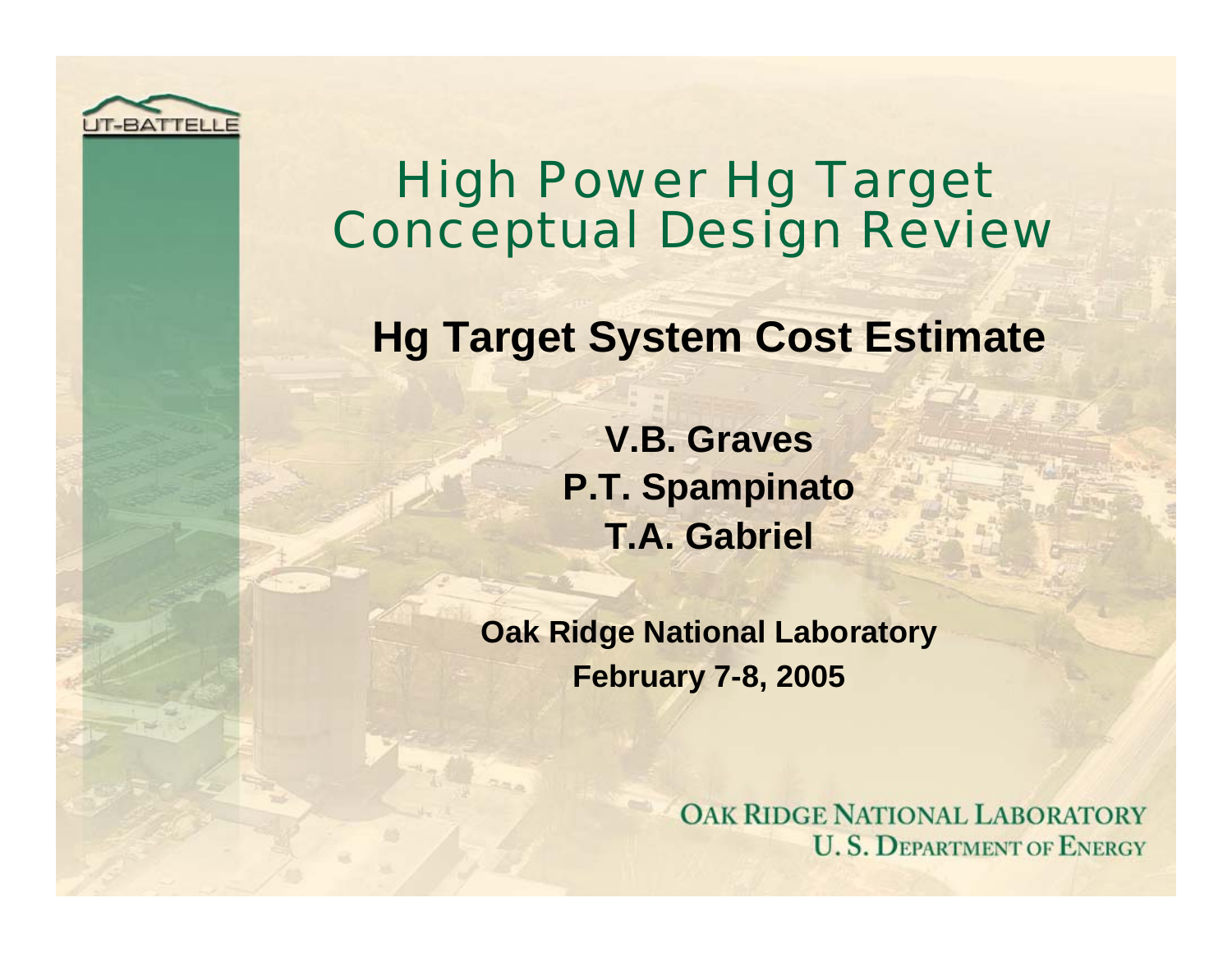# High Power Hg Target Conceptual Design Review

## Hg Target System Cost Estimate

**V.B. Graves**
**P.T. Spampinato**
**T.A. Gabriel**

**Oak Ridge National Laboratory**
**February 7-8, 2005**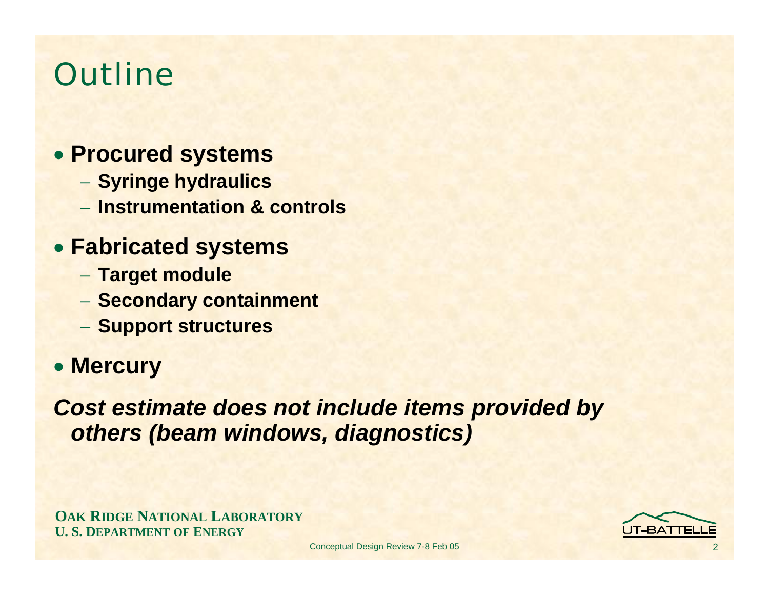# Outline

- **Procured systems**
  - **Syringe hydraulics**
  - **Instrumentation & controls**
- **Fabricated systems**
  - **Target module**
  - **Secondary containment**
  - **Support structures**
- **Mercury**

***Cost estimate does not include items provided by others (beam windows, diagnostics)***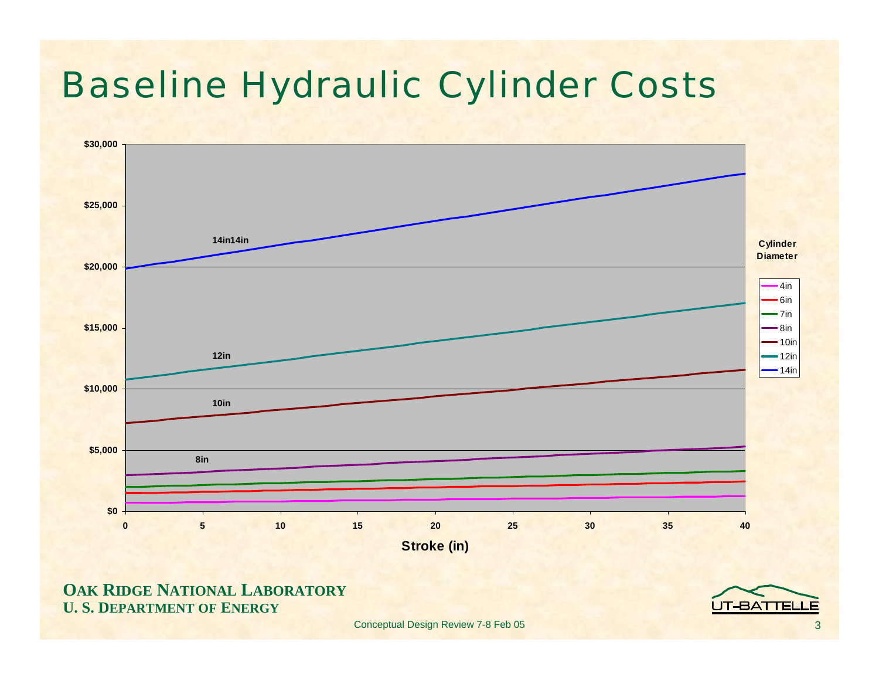# Baseline Hydraulic Cylinder Costs

Cylinder Diameter: 4in, 6in, 7in, 8in, 10in, 12in, 14in

Stroke (in)

$0, $5,000, $10,000, $15,000, $20,000, $25,000, $30,000

0, 5, 10, 15, 20, 25, 30, 35, 40

14in14in

12in

10in

8in

Conceptual Design Review 7-8 Feb 05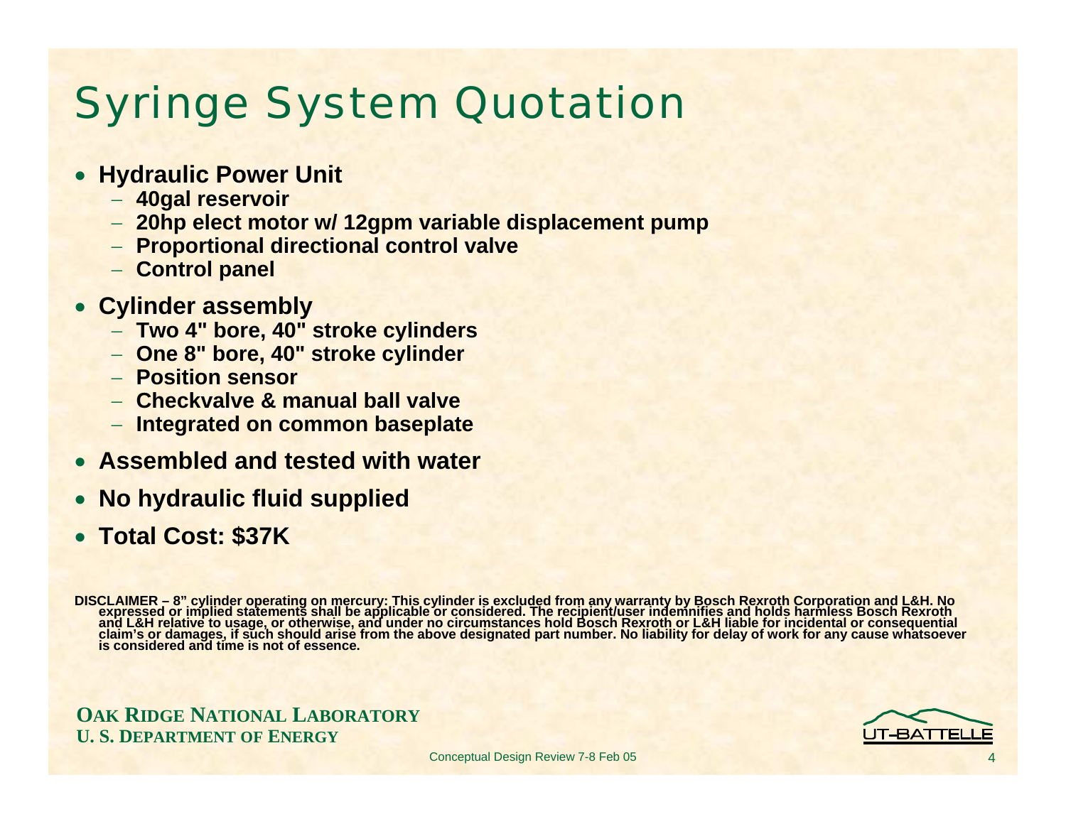# Syringe System Quotation

- **Hydraulic Power Unit**
  - **40gal reservoir**
  - **20hp elect motor w/ 12gpm variable displacement pump**
  - **Proportional directional control valve**
  - **Control panel**
- **Cylinder assembly**
  - **Two 4" bore, 40" stroke cylinders**
  - **One 8" bore, 40" stroke cylinder**
  - **Position sensor**
  - **Checkvalve & manual ball valve**
  - **Integrated on common baseplate**
- **Assembled and tested with water**
- **No hydraulic fluid supplied**
- **Total Cost: $37K**

**DISCLAIMER – 8" cylinder operating on mercury: This cylinder is excluded from any warranty by Bosch Rexroth Corporation and L&H. No expressed or implied statements shall be applicable or considered. The recipient/user indemnifies and holds harmless Bosch Rexroth and L&H relative to usage, or otherwise, and under no circumstances hold Bosch Rexroth or L&H liable for incidental or consequential claim's or damages, if such should arise from the above designated part number. No liability for delay of work for any cause whatsoever is considered and time is not of essence.**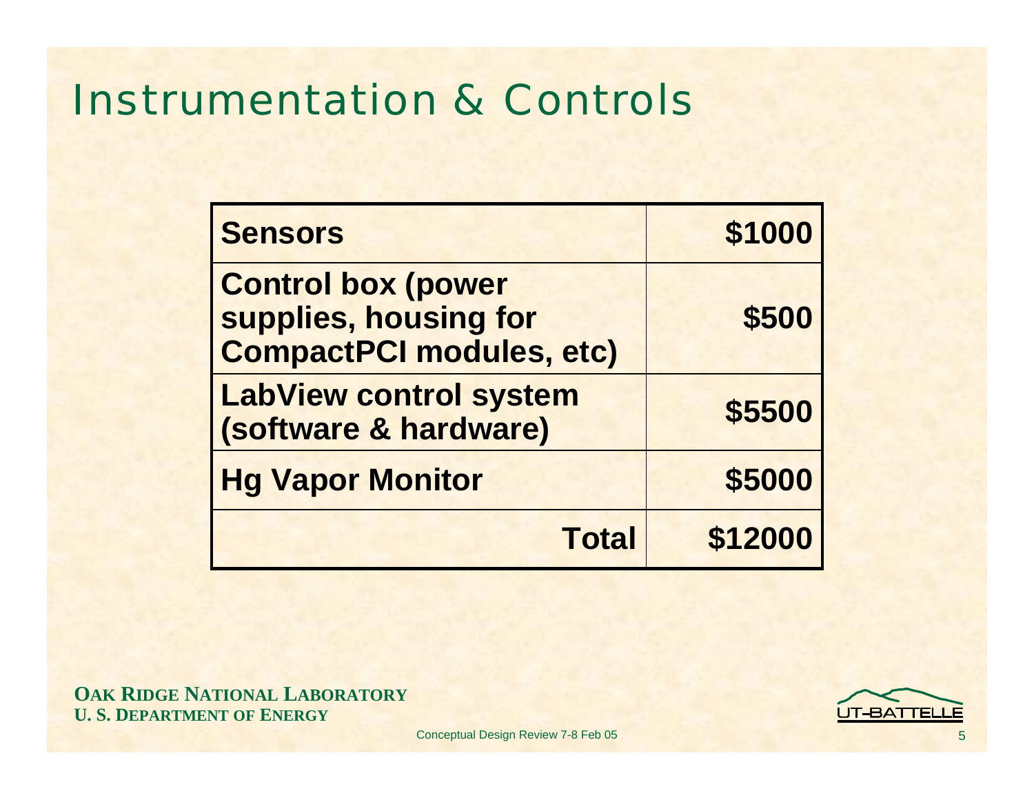# Instrumentation & Controls

| | |
|---|---:|
| **Sensors** | **$1000** |
| **Control box (power supplies, housing for CompactPCI modules, etc)** | **$500** |
| **LabView control system (software & hardware)** | **$5500** |
| **Hg Vapor Monitor** | **$5000** |
| **Total** | **$12000** |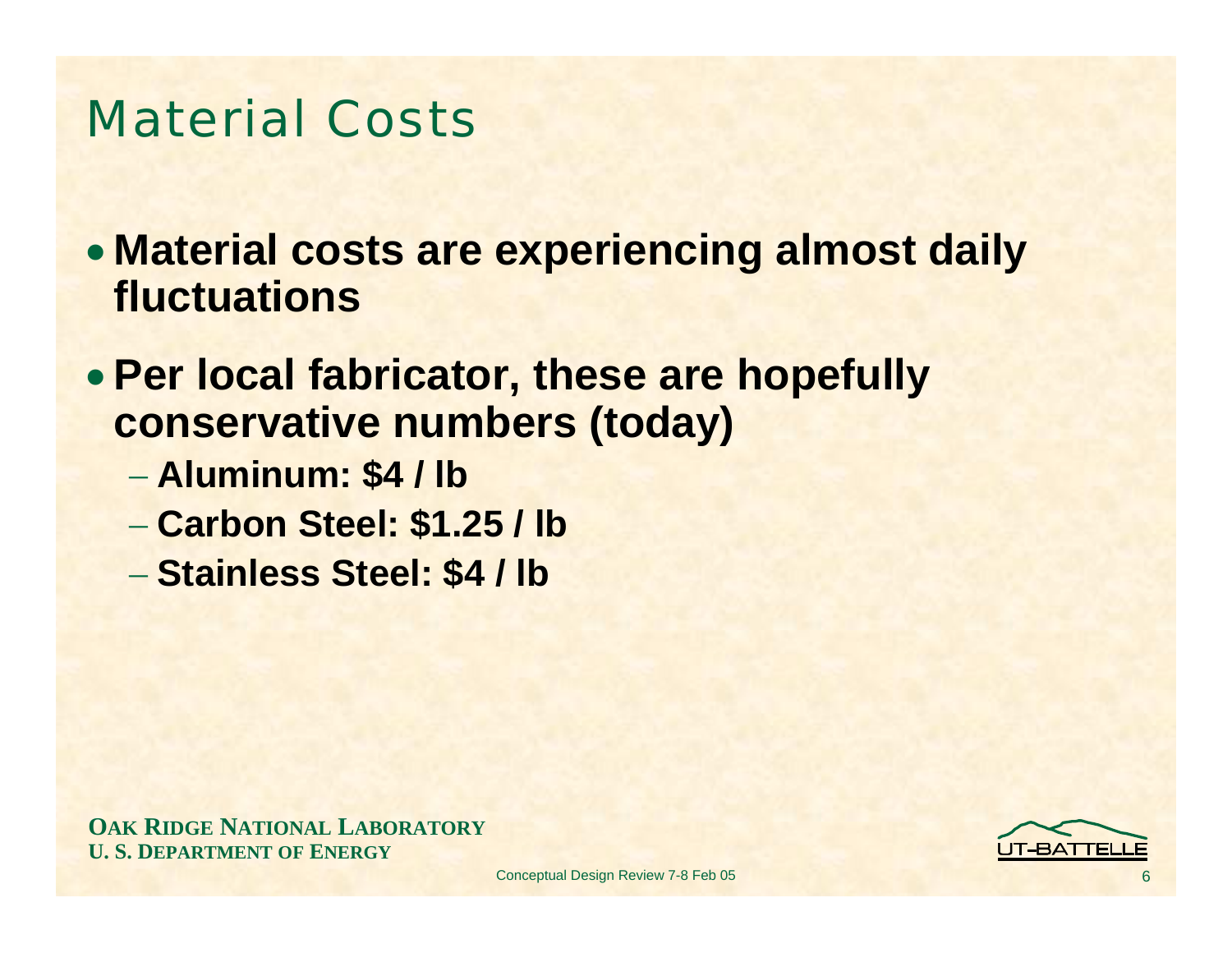# Material Costs

- **Material costs are experiencing almost daily fluctuations**
- **Per local fabricator, these are hopefully conservative numbers (today)**
  - **Aluminum: $4 / lb**
  - **Carbon Steel: $1.25 / lb**
  - **Stainless Steel: $4 / lb**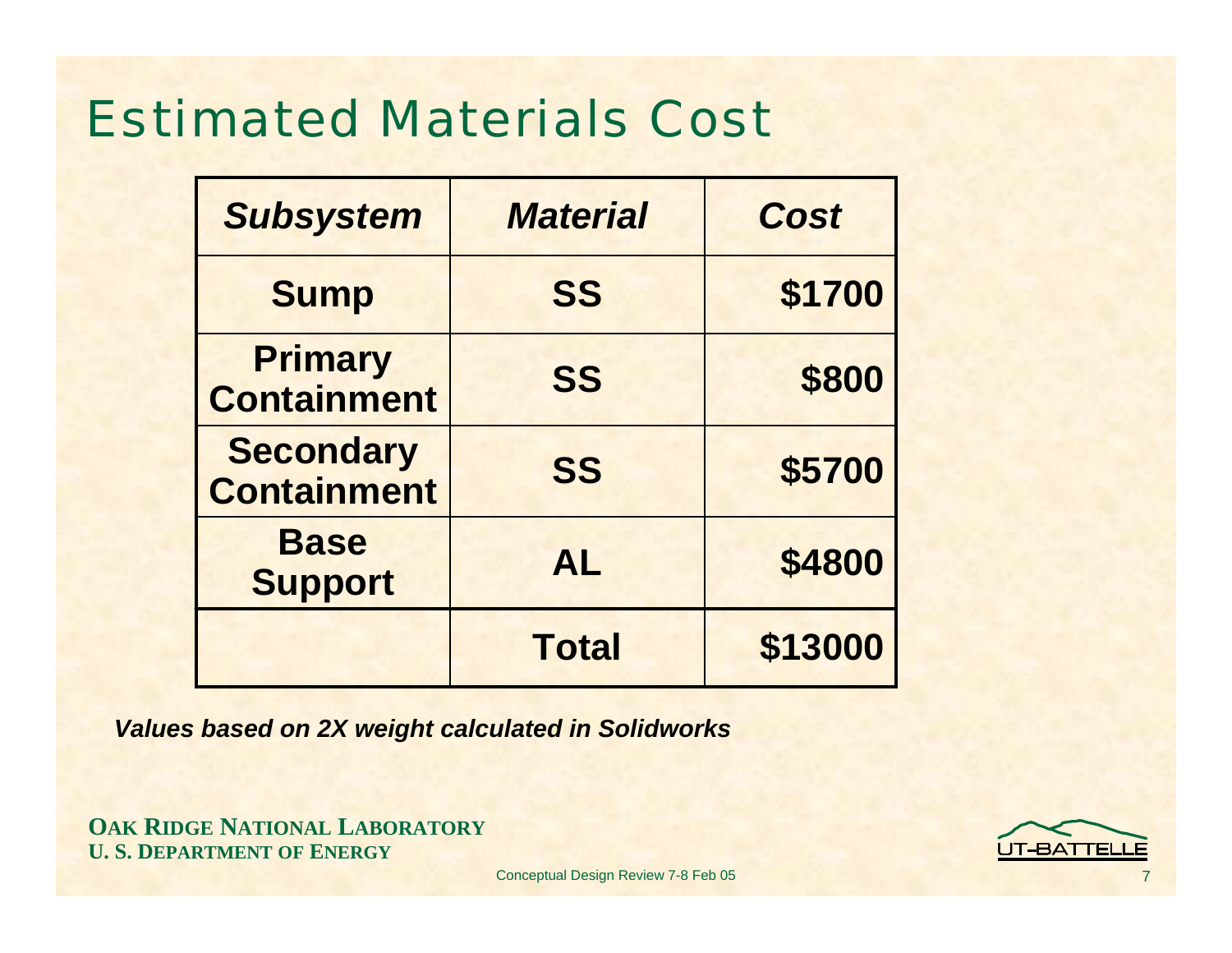# Estimated Materials Cost

| ***Subsystem*** | ***Material*** | ***Cost*** |
|---|---|---|
| **Sump** | **SS** | **$1700** |
| **Primary Containment** | **SS** | **$800** |
| **Secondary Containment** | **SS** | **$5700** |
| **Base Support** | **AL** | **$4800** |
| | **Total** | **$13000** |

***Values based on 2X weight calculated in Solidworks***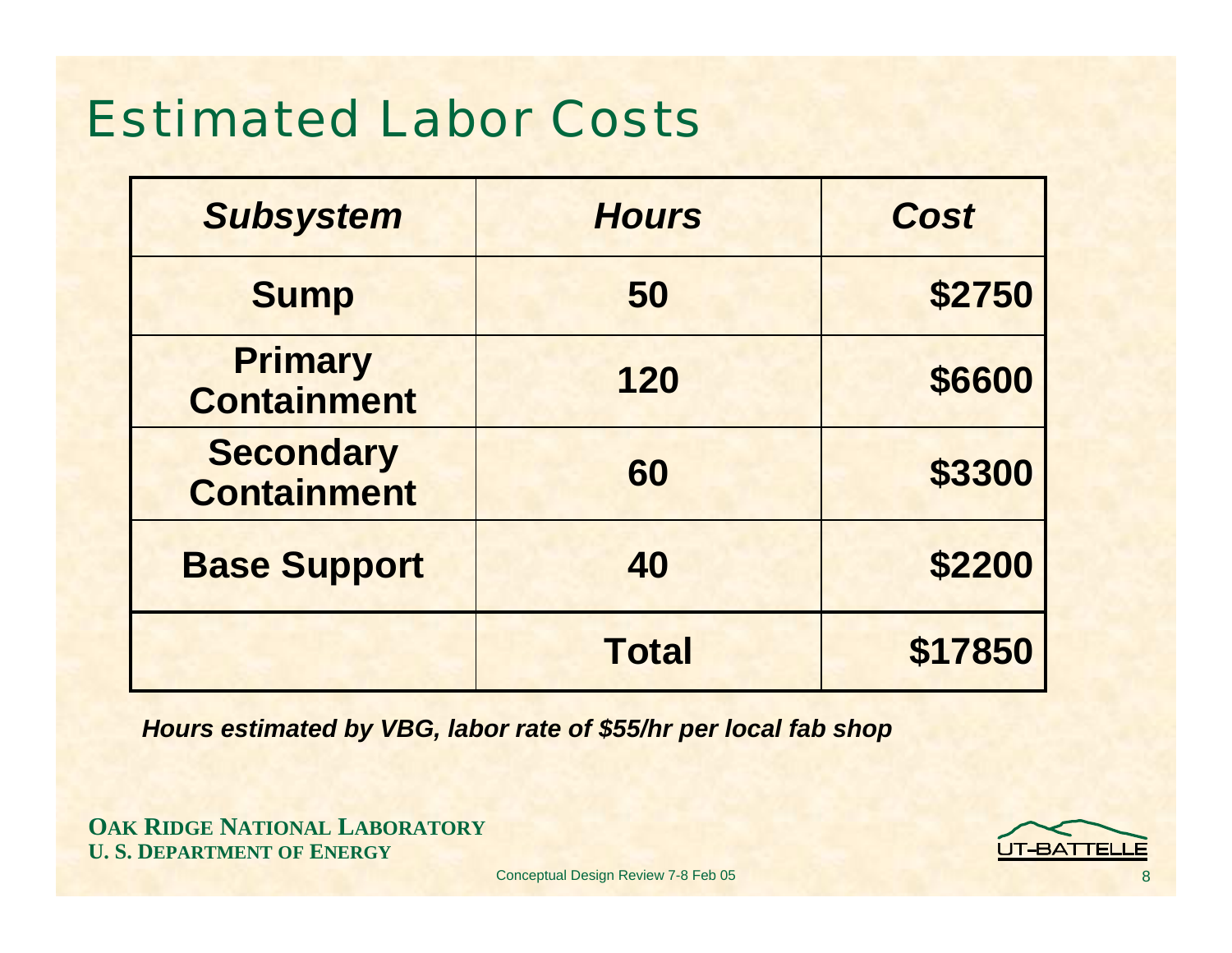# Estimated Labor Costs

| ***Subsystem*** | ***Hours*** | ***Cost*** |
|---|---|---|
| **Sump** | **50** | **$2750** |
| **Primary Containment** | **120** | **$6600** |
| **Secondary Containment** | **60** | **$3300** |
| **Base Support** | **40** | **$2200** |
| | **Total** | **$17850** |

***Hours estimated by VBG, labor rate of $55/hr per local fab shop***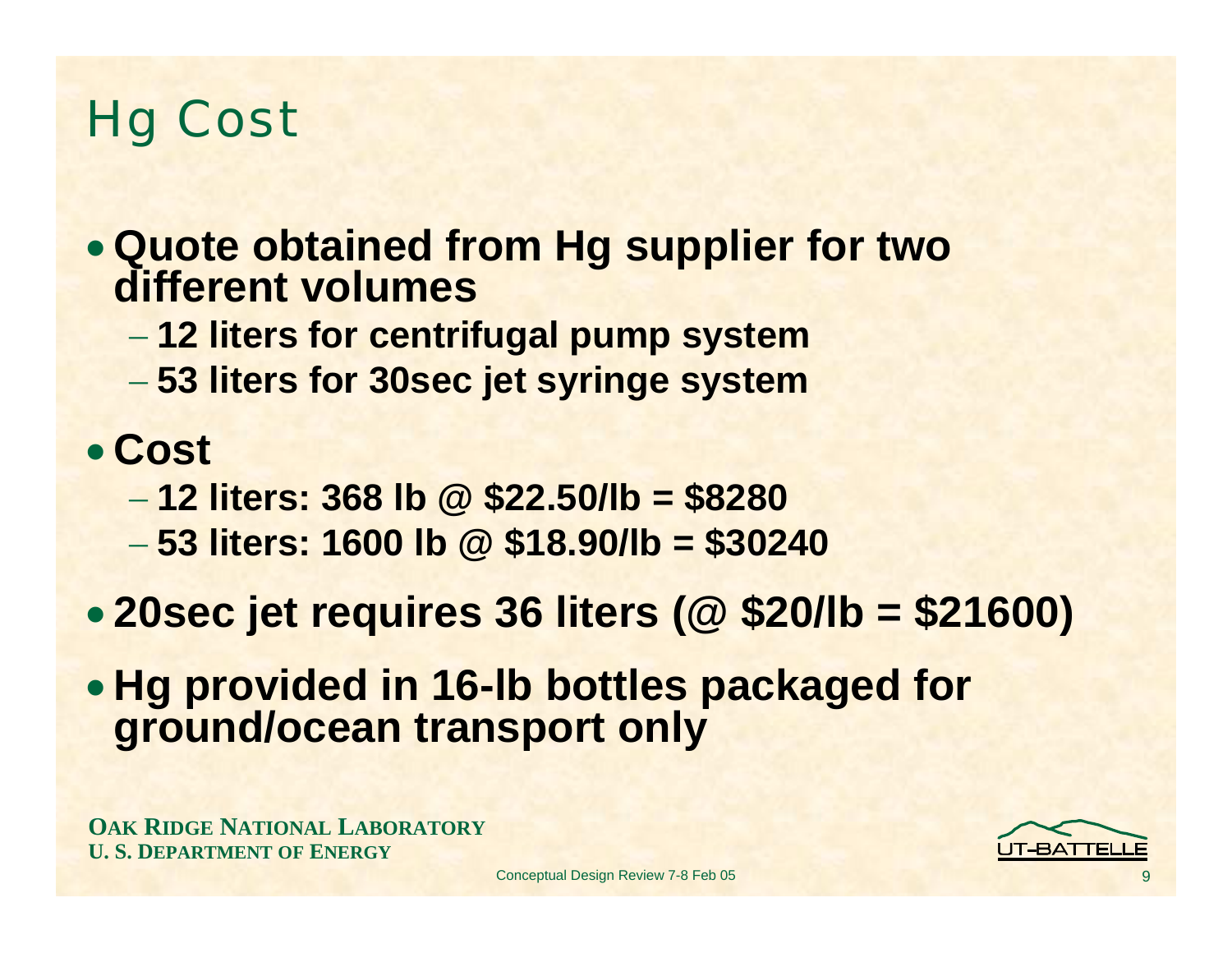# Hg Cost

- **Quote obtained from Hg supplier for two different volumes**
  - **12 liters for centrifugal pump system**
  - **53 liters for 30sec jet syringe system**
- **Cost**
  - **12 liters: 368 lb @ $22.50/lb = $8280**
  - **53 liters: 1600 lb @ $18.90/lb = $30240**
- **20sec jet requires 36 liters (@ $20/lb = $21600)**
- **Hg provided in 16-lb bottles packaged for ground/ocean transport only**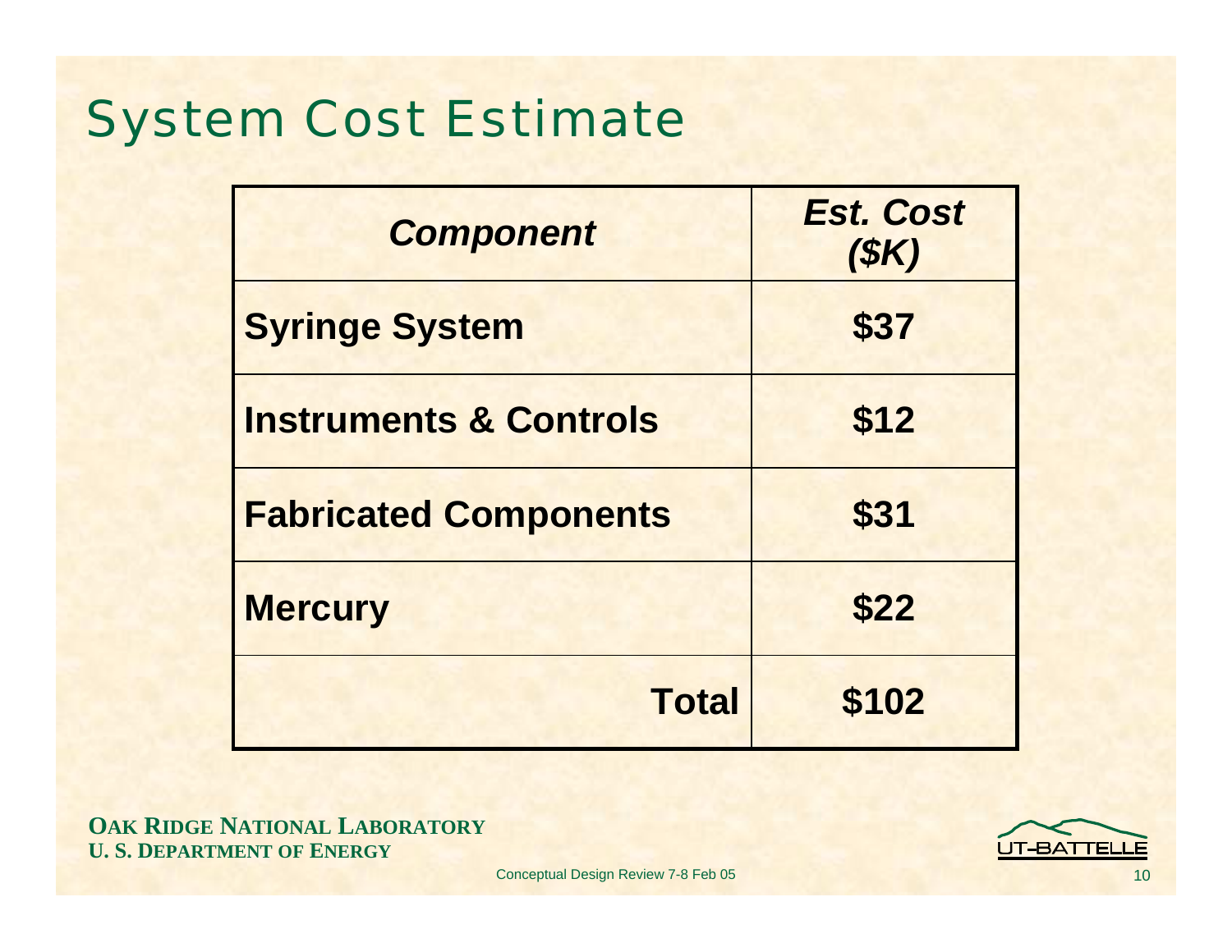# System Cost Estimate

| ***Component*** | ***Est. Cost ($K)*** |
|---|---|
| **Syringe System** | **$37** |
| **Instruments & Controls** | **$12** |
| **Fabricated Components** | **$31** |
| **Mercury** | **$22** |
| **Total** | **$102** |